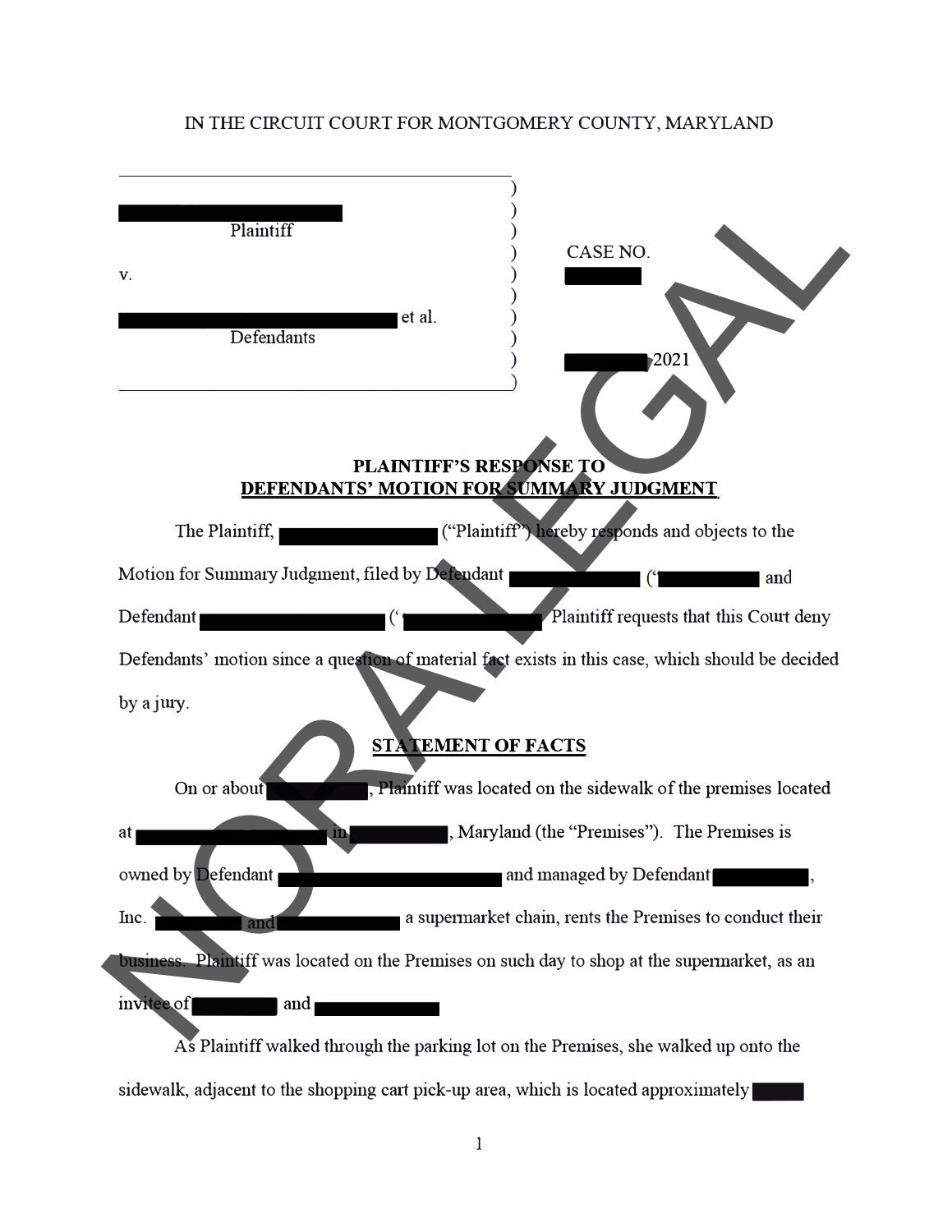IN THE CIRCUIT COURT FOR MONTGOMERY COUNTY, MARYLAND

[REDACTED]
Plaintiff

v.

[REDACTED] et al.
Defendants

CASE NO.
[REDACTED]

[REDACTED] 2021

## PLAINTIFF'S RESPONSE TO DEFENDANTS' MOTION FOR SUMMARY JUDGMENT

The Plaintiff, [REDACTED] ("Plaintiff") hereby responds and objects to the Motion for Summary Judgment, filed by Defendant [REDACTED] ("[REDACTED] and Defendant [REDACTED] ("[REDACTED] Plaintiff requests that this Court deny Defendants' motion since a question of material fact exists in this case, which should be decided by a jury.

## STATEMENT OF FACTS

On or about [REDACTED], Plaintiff was located on the sidewalk of the premises located at [REDACTED] in [REDACTED], Maryland (the "Premises"). The Premises is owned by Defendant [REDACTED] and managed by Defendant [REDACTED], Inc. [REDACTED] and [REDACTED] a supermarket chain, rents the Premises to conduct their business. Plaintiff was located on the Premises on such day to shop at the supermarket, as an invitee of [REDACTED] and [REDACTED]

As Plaintiff walked through the parking lot on the Premises, she walked up onto the sidewalk, adjacent to the shopping cart pick-up area, which is located approximately [REDACTED]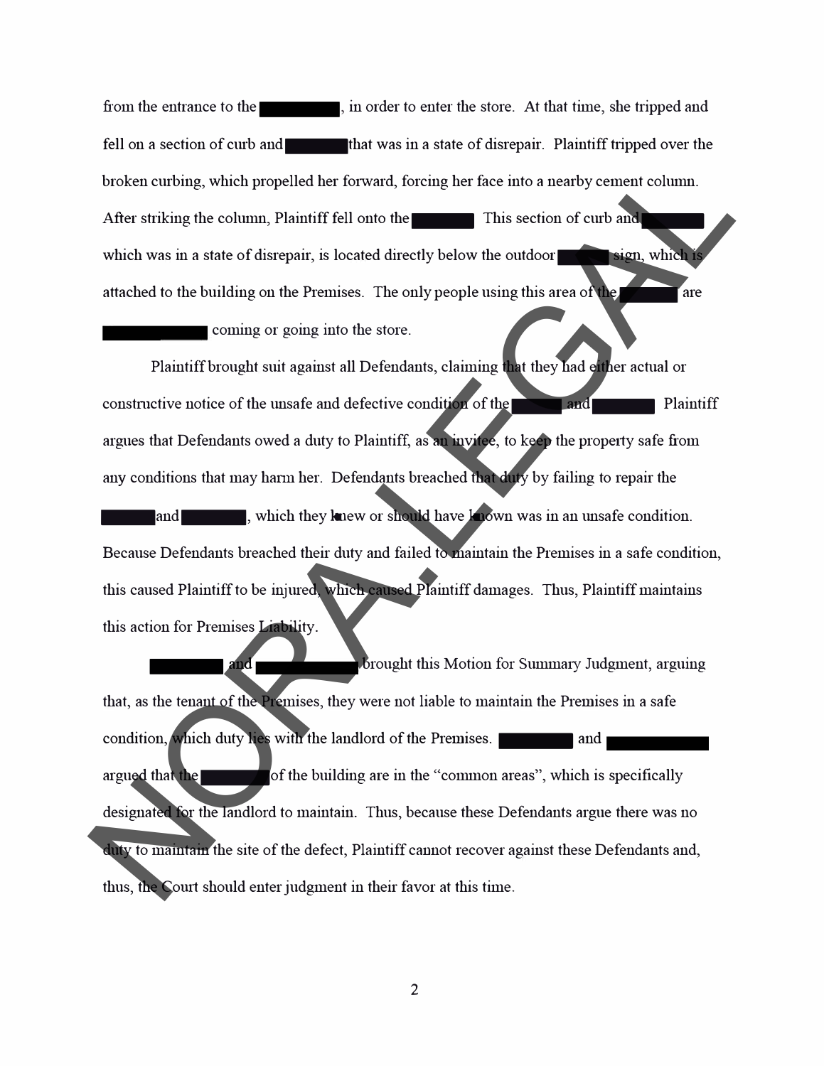from the entrance to the ██████, in order to enter the store. At that time, she tripped and fell on a section of curb and █████ that was in a state of disrepair. Plaintiff tripped over the broken curbing, which propelled her forward, forcing her face into a nearby cement column. After striking the column, Plaintiff fell onto the █████. This section of curb and █████ which was in a state of disrepair, is located directly below the outdoor █████ sign, which is attached to the building on the Premises. The only people using this area of the █████ are ████████ coming or going into the store.

Plaintiff brought suit against all Defendants, claiming that they had either actual or constructive notice of the unsafe and defective condition of the █████ and █████. Plaintiff argues that Defendants owed a duty to Plaintiff, as an invitee, to keep the property safe from any conditions that may harm her. Defendants breached that duty by failing to repair the █████ and █████, which they knew or should have known was in an unsafe condition. Because Defendants breached their duty and failed to maintain the Premises in a safe condition, this caused Plaintiff to be injured, which caused Plaintiff damages. Thus, Plaintiff maintains this action for Premises Liability.

██████ and ████████ brought this Motion for Summary Judgment, arguing that, as the tenant of the Premises, they were not liable to maintain the Premises in a safe condition, which duty lies with the landlord of the Premises. ██████ and ████████ argued that the █████ of the building are in the "common areas", which is specifically designated for the landlord to maintain. Thus, because these Defendants argue there was no duty to maintain the site of the defect, Plaintiff cannot recover against these Defendants and, thus, the Court should enter judgment in their favor at this time.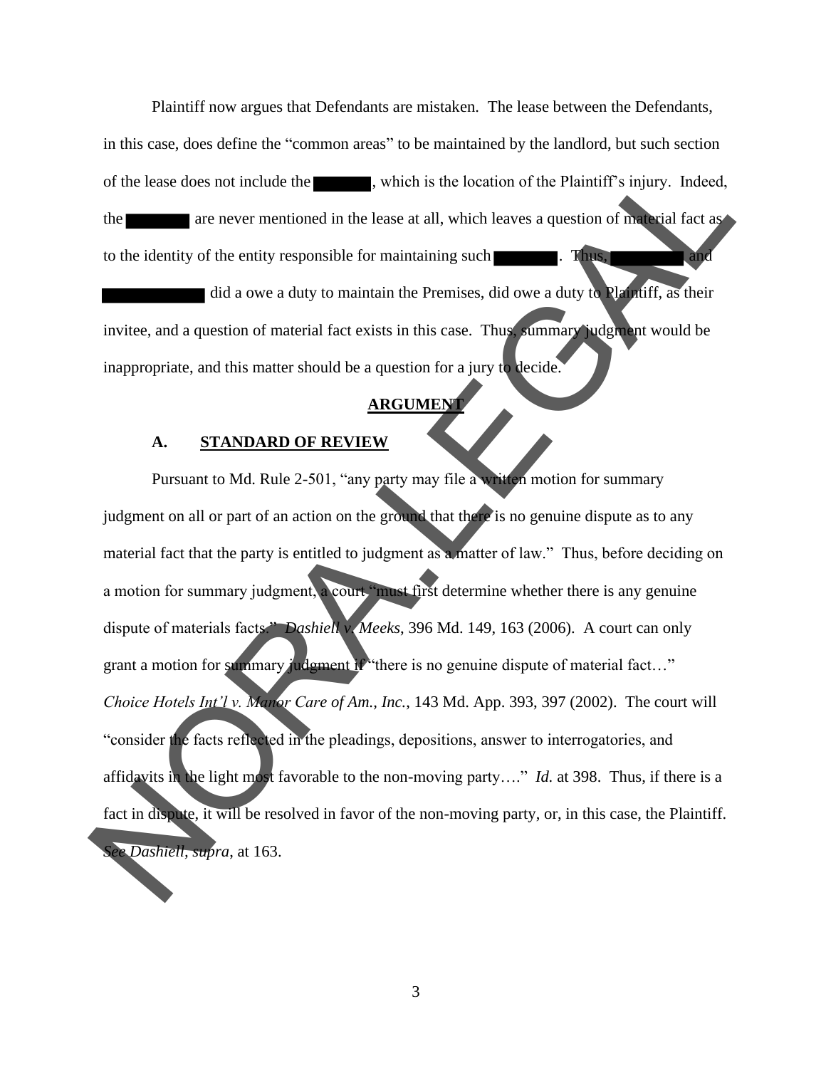Plaintiff now argues that Defendants are mistaken. The lease between the Defendants, in this case, does define the "common areas" to be maintained by the landlord, but such section of the lease does not include the ██████, which is the location of the Plaintiff's injury. Indeed, the ██████ are never mentioned in the lease at all, which leaves a question of material fact as to the identity of the entity responsible for maintaining such ██████. Thus, ██████ and ██████ did a owe a duty to maintain the Premises, did owe a duty to Plaintiff, as their invitee, and a question of material fact exists in this case. Thus, summary judgment would be inappropriate, and this matter should be a question for a jury to decide.

## ARGUMENT

### A. STANDARD OF REVIEW

Pursuant to Md. Rule 2-501, "any party may file a written motion for summary judgment on all or part of an action on the ground that there is no genuine dispute as to any material fact that the party is entitled to judgment as a matter of law." Thus, before deciding on a motion for summary judgment, a court "must first determine whether there is any genuine dispute of materials facts." *Dashiell v. Meeks*, 396 Md. 149, 163 (2006). A court can only grant a motion for summary judgment if "there is no genuine dispute of material fact…" *Choice Hotels Int'l v. Manor Care of Am., Inc.*, 143 Md. App. 393, 397 (2002). The court will "consider the facts reflected in the pleadings, depositions, answer to interrogatories, and affidavits in the light most favorable to the non-moving party…." *Id.* at 398. Thus, if there is a fact in dispute, it will be resolved in favor of the non-moving party, or, in this case, the Plaintiff. *See Dashiell, supra*, at 163.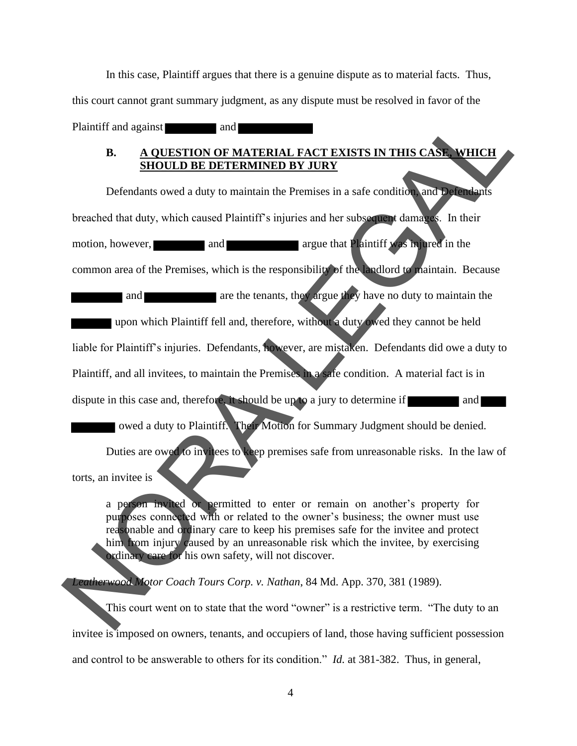In this case, Plaintiff argues that there is a genuine dispute as to material facts. Thus, this court cannot grant summary judgment, as any dispute must be resolved in favor of the Plaintiff and against ████ and ██████

### B. A QUESTION OF MATERIAL FACT EXISTS IN THIS CASE, WHICH SHOULD BE DETERMINED BY JURY

Defendants owed a duty to maintain the Premises in a safe condition, and Defendants breached that duty, which caused Plaintiff's injuries and her subsequent damages. In their motion, however, ████ and ██████ argue that Plaintiff was injured in the common area of the Premises, which is the responsibility of the landlord to maintain. Because ████ and ██████ are the tenants, they argue they have no duty to maintain the ████ upon which Plaintiff fell and, therefore, without a duty owed they cannot be held liable for Plaintiff's injuries. Defendants, however, are mistaken. Defendants did owe a duty to Plaintiff, and all invitees, to maintain the Premises in a safe condition. A material fact is in dispute in this case and, therefore, it should be up to a jury to determine if ████ and ██████ owed a duty to Plaintiff. Their Motion for Summary Judgment should be denied.

Duties are owed to invitees to keep premises safe from unreasonable risks. In the law of torts, an invitee is

> a person invited or permitted to enter or remain on another's property for purposes connected with or related to the owner's business; the owner must use reasonable and ordinary care to keep his premises safe for the invitee and protect him from injury caused by an unreasonable risk which the invitee, by exercising ordinary care for his own safety, will not discover.

*Leatherwood Motor Coach Tours Corp. v. Nathan*, 84 Md. App. 370, 381 (1989).

This court went on to state that the word "owner" is a restrictive term. "The duty to an invitee is imposed on owners, tenants, and occupiers of land, those having sufficient possession and control to be answerable to others for its condition." *Id.* at 381-382. Thus, in general,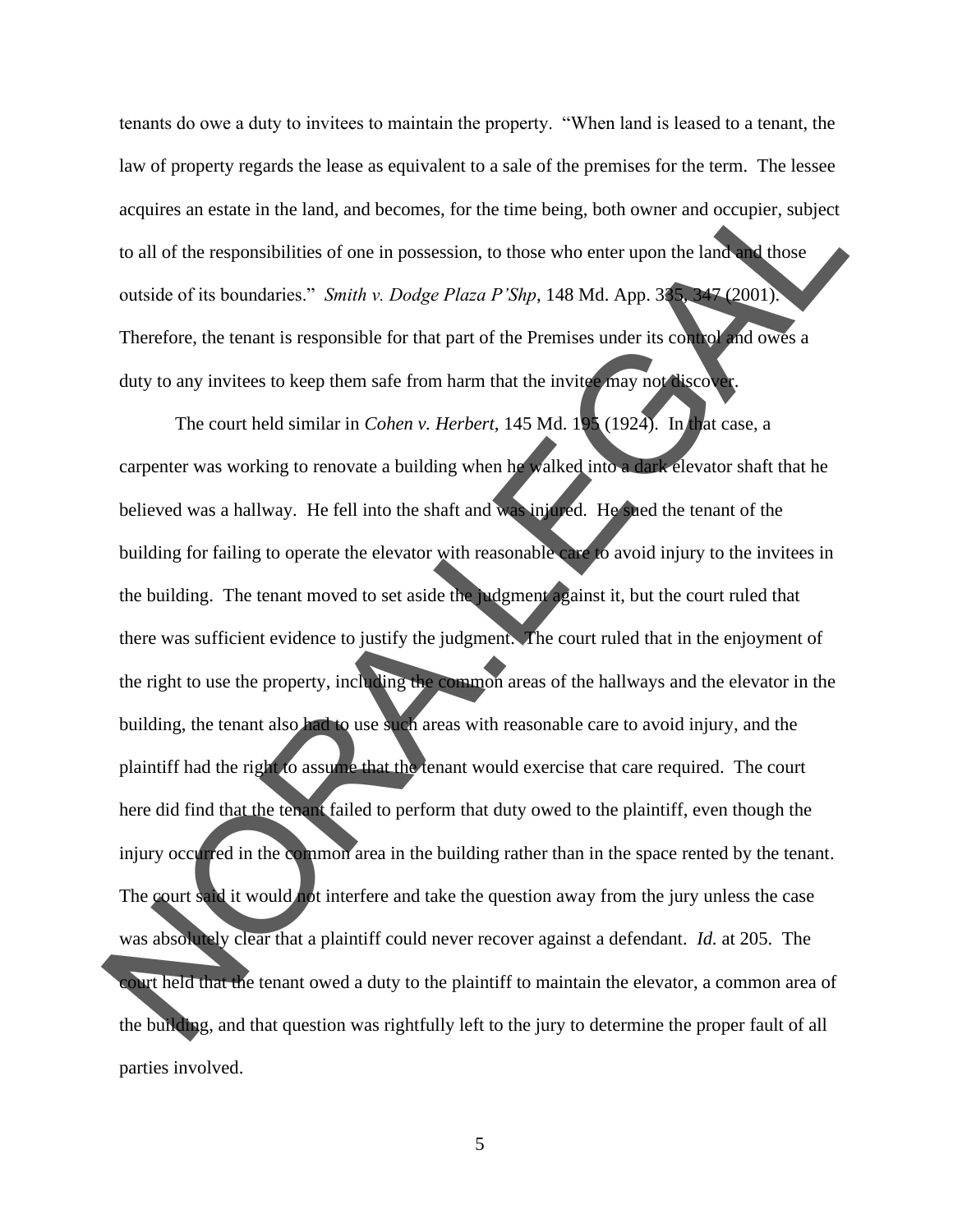tenants do owe a duty to invitees to maintain the property. "When land is leased to a tenant, the law of property regards the lease as equivalent to a sale of the premises for the term. The lessee acquires an estate in the land, and becomes, for the time being, both owner and occupier, subject to all of the responsibilities of one in possession, to those who enter upon the land and those outside of its boundaries." *Smith v. Dodge Plaza P'Shp*, 148 Md. App. 335, 347 (2001). Therefore, the tenant is responsible for that part of the Premises under its control and owes a duty to any invitees to keep them safe from harm that the invitee may not discover.

The court held similar in *Cohen v. Herbert*, 145 Md. 195 (1924). In that case, a carpenter was working to renovate a building when he walked into a dark elevator shaft that he believed was a hallway. He fell into the shaft and was injured. He sued the tenant of the building for failing to operate the elevator with reasonable care to avoid injury to the invitees in the building. The tenant moved to set aside the judgment against it, but the court ruled that there was sufficient evidence to justify the judgment. The court ruled that in the enjoyment of the right to use the property, including the common areas of the hallways and the elevator in the building, the tenant also had to use such areas with reasonable care to avoid injury, and the plaintiff had the right to assume that the tenant would exercise that care required. The court here did find that the tenant failed to perform that duty owed to the plaintiff, even though the injury occurred in the common area in the building rather than in the space rented by the tenant. The court said it would not interfere and take the question away from the jury unless the case was absolutely clear that a plaintiff could never recover against a defendant. *Id.* at 205. The court held that the tenant owed a duty to the plaintiff to maintain the elevator, a common area of the building, and that question was rightfully left to the jury to determine the proper fault of all parties involved.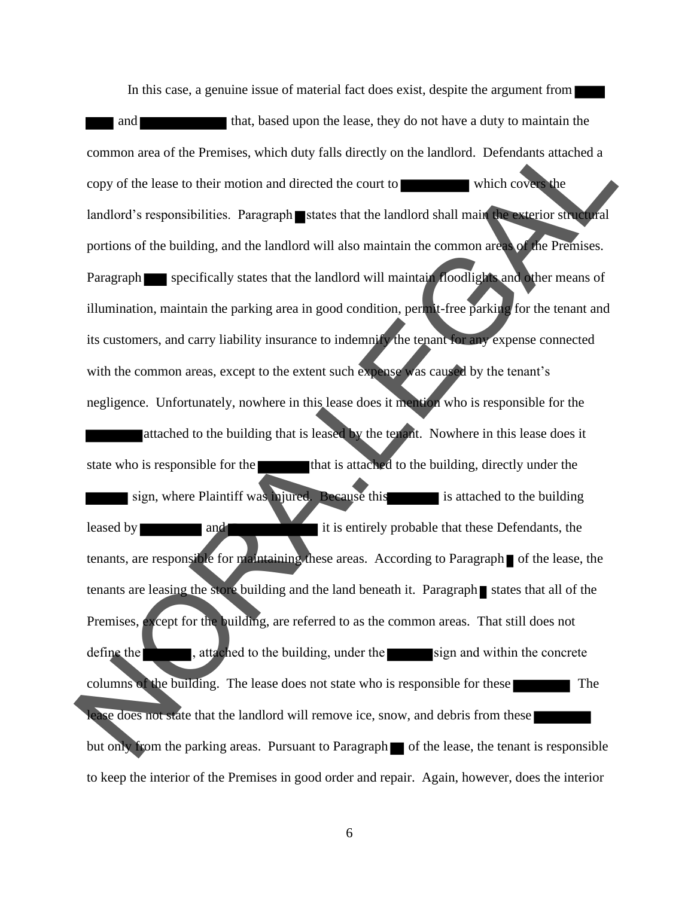In this case, a genuine issue of material fact does exist, despite the argument from ████ ███ and ███████████ that, based upon the lease, they do not have a duty to maintain the common area of the Premises, which duty falls directly on the landlord. Defendants attached a copy of the lease to their motion and directed the court to ████████ which covers the landlord's responsibilities. Paragraph █ states that the landlord shall main the exterior structural portions of the building, and the landlord will also maintain the common areas of the Premises. Paragraph ██ specifically states that the landlord will maintain floodlights and other means of illumination, maintain the parking area in good condition, permit-free parking for the tenant and its customers, and carry liability insurance to indemnify the tenant for any expense connected with the common areas, except to the extent such expense was caused by the tenant's negligence. Unfortunately, nowhere in this lease does it mention who is responsible for the ███████ attached to the building that is leased by the tenant. Nowhere in this lease does it state who is responsible for the ███████ that is attached to the building, directly under the █████ sign, where Plaintiff was injured. Because this ███████ is attached to the building leased by ████████ and ██████████ it is entirely probable that these Defendants, the tenants, are responsible for maintaining these areas. According to Paragraph █ of the lease, the tenants are leasing the store building and the land beneath it. Paragraph █ states that all of the Premises, except for the building, are referred to as the common areas. That still does not define the ██████, attached to the building, under the ██████ sign and within the concrete columns of the building. The lease does not state who is responsible for these ████████ The lease does not state that the landlord will remove ice, snow, and debris from these ████████ but only from the parking areas. Pursuant to Paragraph ██ of the lease, the tenant is responsible to keep the interior of the Premises in good order and repair. Again, however, does the interior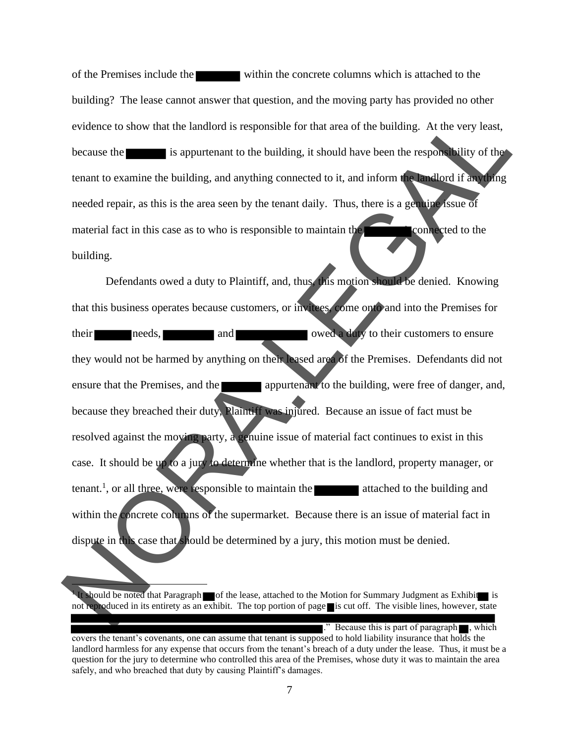of the Premises include the ██████ within the concrete columns which is attached to the building? The lease cannot answer that question, and the moving party has provided no other evidence to show that the landlord is responsible for that area of the building. At the very least, because the ██████ is appurtenant to the building, it should have been the responsibility of the tenant to examine the building, and anything connected to it, and inform the landlord if anything needed repair, as this is the area seen by the tenant daily. Thus, there is a genuine issue of material fact in this case as to who is responsible to maintain the ██████ connected to the building.

Defendants owed a duty to Plaintiff, and, thus, this motion should be denied. Knowing that this business operates because customers, or invitees, come onto and into the Premises for their ██████ needs, ██████ and ██████ owed a duty to their customers to ensure they would not be harmed by anything on their leased area of the Premises. Defendants did not ensure that the Premises, and the ██████ appurtenant to the building, were free of danger, and, because they breached their duty, Plaintiff was injured. Because an issue of fact must be resolved against the moving party, a genuine issue of material fact continues to exist in this case. It should be up to a jury to determine whether that is the landlord, property manager, or tenant.[1], or all three, were responsible to maintain the ██████ attached to the building and within the concrete columns of the supermarket. Because there is an issue of material fact in dispute in this case that should be determined by a jury, this motion must be denied.

---

[1] It should be noted that Paragraph ██ of the lease, attached to the Motion for Summary Judgment as Exhibit ██ is not reproduced in its entirety as an exhibit. The top portion of page ██ is cut off. The visible lines, however, state ██████████████████████████████████████████████████████████████████████████████." Because this is part of paragraph ██, which covers the tenant's covenants, one can assume that tenant is supposed to hold liability insurance that holds the landlord harmless for any expense that occurs from the tenant's breach of a duty under the lease. Thus, it must be a question for the jury to determine who controlled this area of the Premises, whose duty it was to maintain the area safely, and who breached that duty by causing Plaintiff's damages.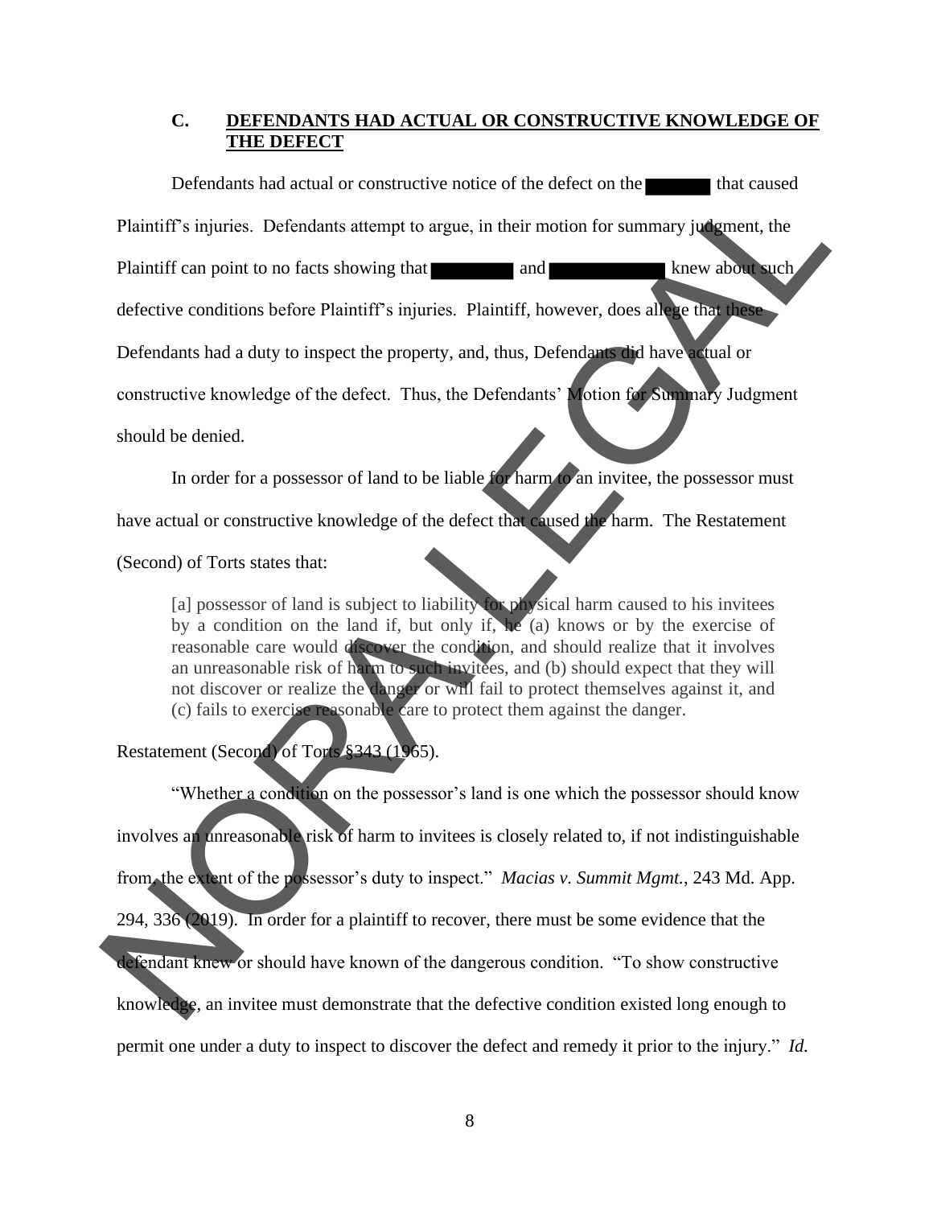### C. DEFENDANTS HAD ACTUAL OR CONSTRUCTIVE KNOWLEDGE OF THE DEFECT

Defendants had actual or constructive notice of the defect on the ██████ that caused Plaintiff's injuries. Defendants attempt to argue, in their motion for summary judgment, the Plaintiff can point to no facts showing that ████████ and ███████████ knew about such defective conditions before Plaintiff's injuries. Plaintiff, however, does allege that these Defendants had a duty to inspect the property, and, thus, Defendants did have actual or constructive knowledge of the defect. Thus, the Defendants' Motion for Summary Judgment should be denied.

In order for a possessor of land to be liable for harm to an invitee, the possessor must have actual or constructive knowledge of the defect that caused the harm. The Restatement (Second) of Torts states that:

> [a] possessor of land is subject to liability for physical harm caused to his invitees by a condition on the land if, but only if, he (a) knows or by the exercise of reasonable care would discover the condition, and should realize that it involves an unreasonable risk of harm to such invitees, and (b) should expect that they will not discover or realize the danger or will fail to protect themselves against it, and (c) fails to exercise reasonable care to protect them against the danger.

Restatement (Second) of Torts §343 (1965).

"Whether a condition on the possessor's land is one which the possessor should know involves an unreasonable risk of harm to invitees is closely related to, if not indistinguishable from, the extent of the possessor's duty to inspect." *Macias v. Summit Mgmt.*, 243 Md. App. 294, 336 (2019). In order for a plaintiff to recover, there must be some evidence that the defendant knew or should have known of the dangerous condition. "To show constructive knowledge, an invitee must demonstrate that the defective condition existed long enough to permit one under a duty to inspect to discover the defect and remedy it prior to the injury." *Id.*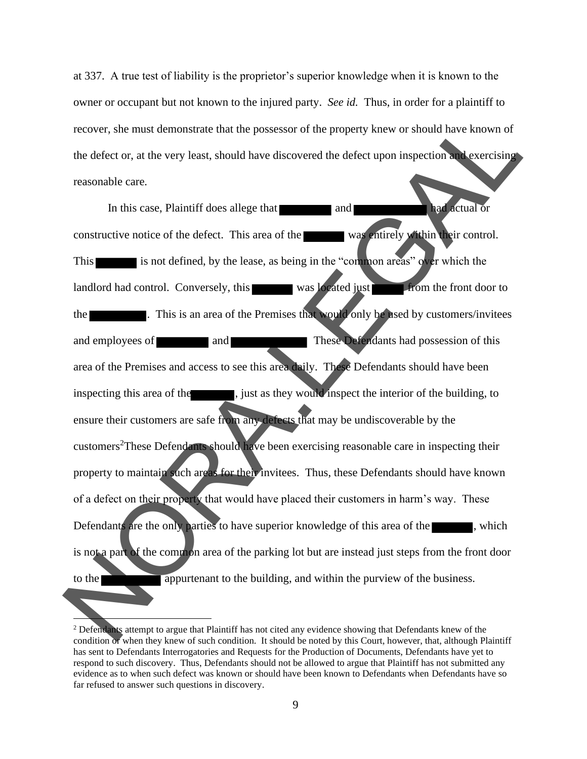at 337. A true test of liability is the proprietor's superior knowledge when it is known to the owner or occupant but not known to the injured party. *See id.* Thus, in order for a plaintiff to recover, she must demonstrate that the possessor of the property knew or should have known of the defect or, at the very least, should have discovered the defect upon inspection and exercising reasonable care.

In this case, Plaintiff does allege that ████████ and ████████████ had actual or constructive notice of the defect. This area of the ██████ was entirely within their control. This ██████ is not defined, by the lease, as being in the "common areas" over which the landlord had control. Conversely, this ██████ was located just █████ from the front door to the ████████. This is an area of the Premises that would only be used by customers/invitees and employees of ████████ and ████████████. These Defendants had possession of this area of the Premises and access to see this area daily. These Defendants should have been inspecting this area of the ███████, just as they would inspect the interior of the building, to ensure their customers are safe from any defects that may be undiscoverable by the customers[2]These Defendants should have been exercising reasonable care in inspecting their property to maintain such areas for their invitees. Thus, these Defendants should have known of a defect on their property that would have placed their customers in harm's way. These Defendants are the only parties to have superior knowledge of this area of the ██████, which is not a part of the common area of the parking lot but are instead just steps from the front door to the █████████ appurtenant to the building, and within the purview of the business.

---

[2] Defendants attempt to argue that Plaintiff has not cited any evidence showing that Defendants knew of the condition or when they knew of such condition. It should be noted by this Court, however, that, although Plaintiff has sent to Defendants Interrogatories and Requests for the Production of Documents, Defendants have yet to respond to such discovery. Thus, Defendants should not be allowed to argue that Plaintiff has not submitted any evidence as to when such defect was known or should have been known to Defendants when Defendants have so far refused to answer such questions in discovery.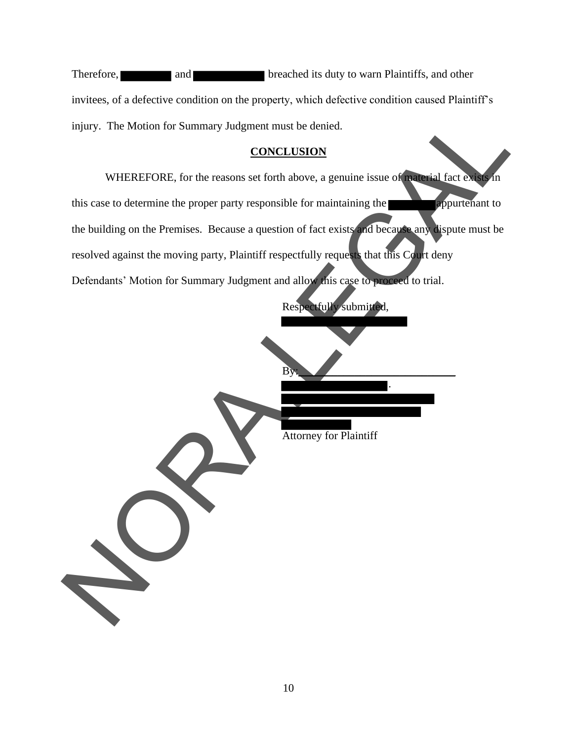Therefore, ████████ and ██████████ breached its duty to warn Plaintiffs, and other invitees, of a defective condition on the property, which defective condition caused Plaintiff's injury. The Motion for Summary Judgment must be denied.

## CONCLUSION

WHEREFORE, for the reasons set forth above, a genuine issue of material fact exists in this case to determine the proper party responsible for maintaining the ████████ appurtenant to the building on the Premises. Because a question of fact exists and because any dispute must be resolved against the moving party, Plaintiff respectfully requests that this Court deny Defendants' Motion for Summary Judgment and allow this case to proceed to trial.

Respectfully submitted,

████████████████████

By:\_\_\_\_\_\_\_\_\_\_\_\_\_\_\_\_\_\_\_\_\_\_\_\_\_\_

████████████████.

████████████████████████

██████████████████████

██████████

Attorney for Plaintiff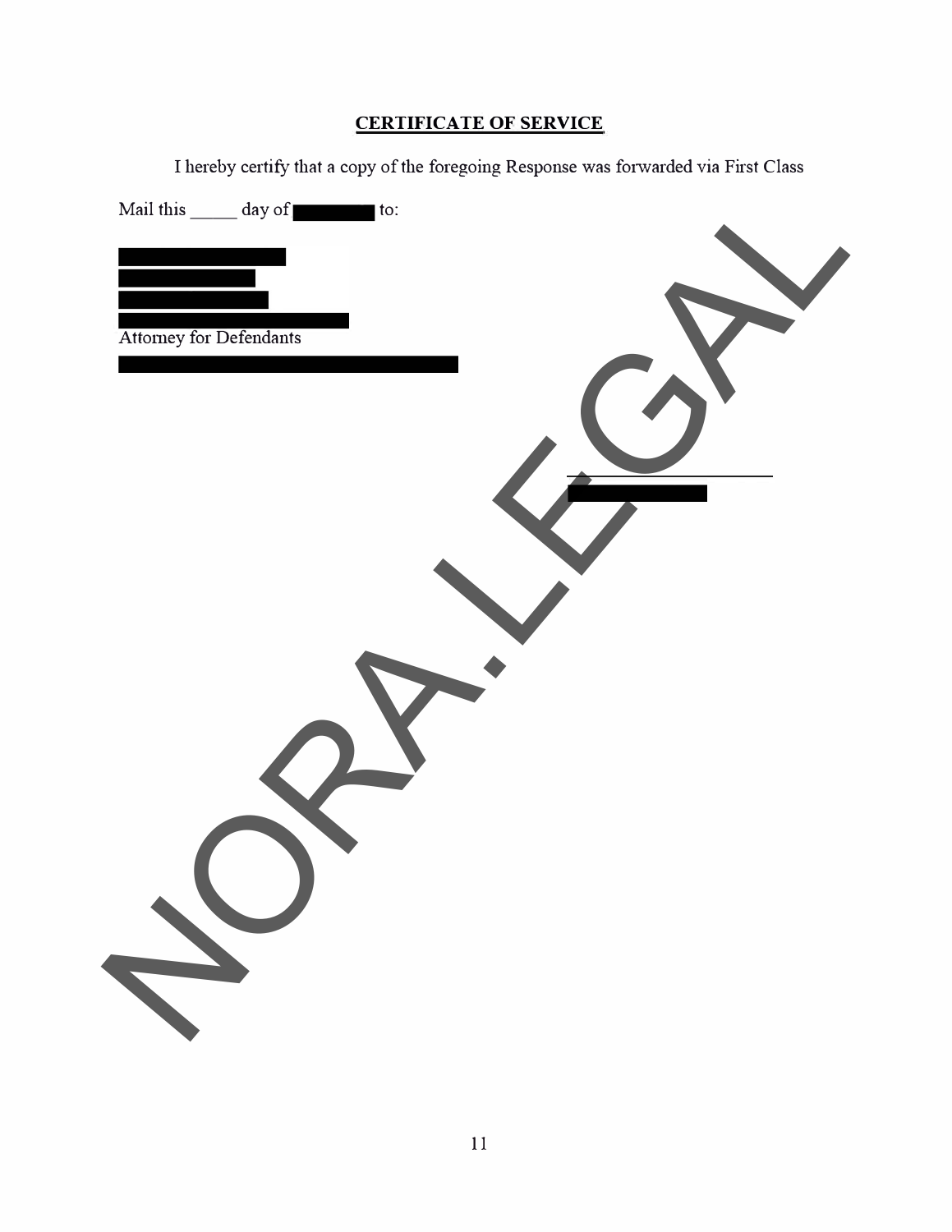**CERTIFICATE OF SERVICE**

I hereby certify that a copy of the foregoing Response was forwarded via First Class Mail this _____ day of ████████ to:

████████████████
████████████
█████████████
██████████████████████
Attorney for Defendants
████████████████████████████████

____________________
█████████████